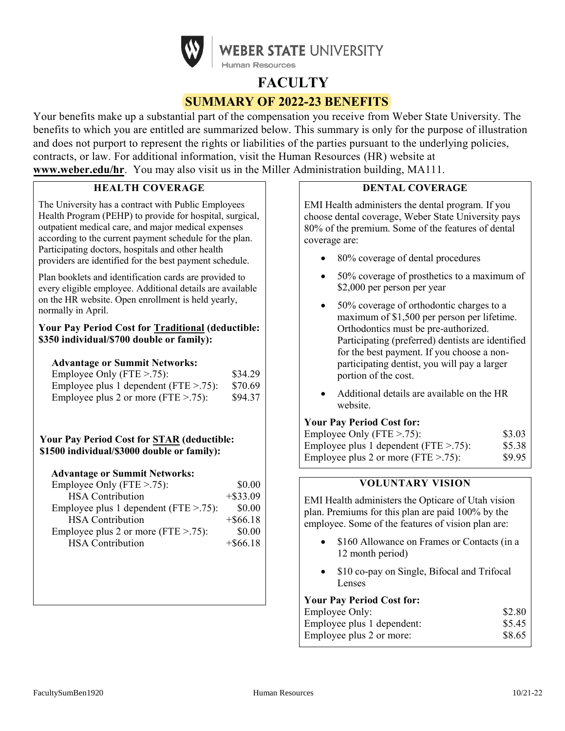# WEBER STATE UNIVERSITY

Human Resources

# FACULTY

## SUMMARY OF 2022-23 BENEFITS

Your benefits make up a substantial part of the compensation you receive from Weber State University. The benefits to which you are entitled are summarized below. This summary is only for the purpose of illustration and does not purport to represent the rights or liabilities of the parties pursuant to the underlying policies, contracts, or law. For additional information, visit the Human Resources (HR) website at **www.weber.edu/hr**. You may also visit us in the Miller Administration building, MA111.

### HEALTH COVERAGE

The University has a contract with Public Employees Health Program (PEHP) to provide for hospital, surgical, outpatient medical care, and major medical expenses according to the current payment schedule for the plan. Participating doctors, hospitals and other health providers are identified for the best payment schedule.

Plan booklets and identification cards are provided to every eligible employee. Additional details are available on the HR website. Open enrollment is held yearly, normally in April.

**Your Pay Period Cost for Traditional (deductible: $350 individual/$700 double or family):**

**Advantage or Summit Networks:**

| | |
|---|---|
| Employee Only (FTE >.75): | $34.29 |
| Employee plus 1 dependent (FTE >.75): | $70.69 |
| Employee plus 2 or more (FTE >.75): | $94.37 |

**Your Pay Period Cost for STAR (deductible: $1500 individual/$3000 double or family):**

**Advantage or Summit Networks:**

| | |
|---|---|
| Employee Only (FTE >.75): | $0.00 |
| HSA Contribution | +$33.09 |
| Employee plus 1 dependent (FTE >.75): | $0.00 |
| HSA Contribution | +$66.18 |
| Employee plus 2 or more (FTE >.75): | $0.00 |
| HSA Contribution | +$66.18 |

### DENTAL COVERAGE

EMI Health administers the dental program. If you choose dental coverage, Weber State University pays 80% of the premium. Some of the features of dental coverage are:

- 80% coverage of dental procedures
- 50% coverage of prosthetics to a maximum of $2,000 per person per year
- 50% coverage of orthodontic charges to a maximum of $1,500 per person per lifetime. Orthodontics must be pre-authorized. Participating (preferred) dentists are identified for the best payment. If you choose a non-participating dentist, you will pay a larger portion of the cost.
- Additional details are available on the HR website.

**Your Pay Period Cost for:**

| | |
|---|---|
| Employee Only (FTE >.75): | $3.03 |
| Employee plus 1 dependent (FTE >.75): | $5.38 |
| Employee plus 2 or more (FTE >.75): | $9.95 |

### VOLUNTARY VISION

EMI Health administers the Opticare of Utah vision plan. Premiums for this plan are paid 100% by the employee. Some of the features of vision plan are:

- $160 Allowance on Frames or Contacts (in a 12 month period)
- $10 co-pay on Single, Bifocal and Trifocal Lenses

**Your Pay Period Cost for:**

| | |
|---|---|
| Employee Only: | $2.80 |
| Employee plus 1 dependent: | $5.45 |
| Employee plus 2 or more: | $8.65 |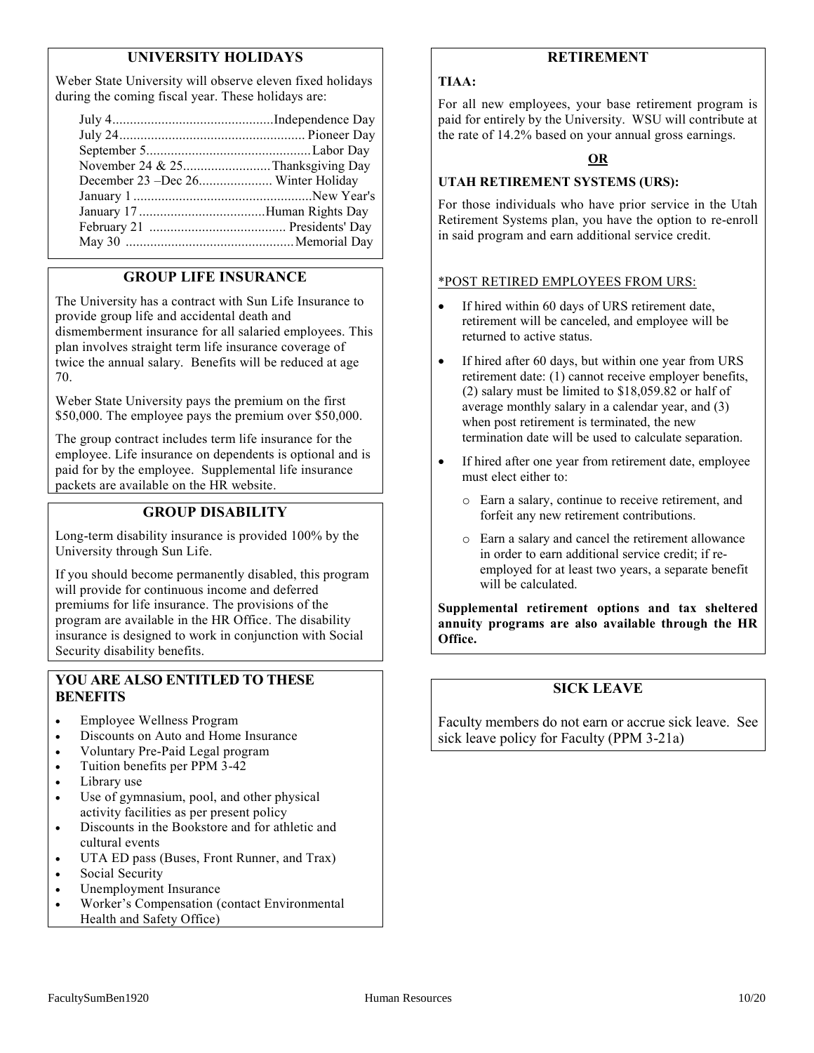## UNIVERSITY HOLIDAYS

Weber State University will observe eleven fixed holidays during the coming fiscal year. These holidays are:

| | |
|---|---|
| July 4 | Independence Day |
| July 24 | Pioneer Day |
| September 5 | Labor Day |
| November 24 & 25 | Thanksgiving Day |
| December 23 –Dec 26 | Winter Holiday |
| January 1 | New Year's |
| January 17 | Human Rights Day |
| February 21 | Presidents' Day |
| May 30 | Memorial Day |

## GROUP LIFE INSURANCE

The University has a contract with Sun Life Insurance to provide group life and accidental death and dismemberment insurance for all salaried employees. This plan involves straight term life insurance coverage of twice the annual salary. Benefits will be reduced at age 70.

Weber State University pays the premium on the first $50,000. The employee pays the premium over $50,000.

The group contract includes term life insurance for the employee. Life insurance on dependents is optional and is paid for by the employee. Supplemental life insurance packets are available on the HR website.

## GROUP DISABILITY

Long-term disability insurance is provided 100% by the University through Sun Life.

If you should become permanently disabled, this program will provide for continuous income and deferred premiums for life insurance. The provisions of the program are available in the HR Office. The disability insurance is designed to work in conjunction with Social Security disability benefits.

## YOU ARE ALSO ENTITLED TO THESE BENEFITS

- Employee Wellness Program
- Discounts on Auto and Home Insurance
- Voluntary Pre-Paid Legal program
- Tuition benefits per PPM 3-42
- Library use
- Use of gymnasium, pool, and other physical activity facilities as per present policy
- Discounts in the Bookstore and for athletic and cultural events
- UTA ED pass (Buses, Front Runner, and Trax)
- Social Security
- Unemployment Insurance
- Worker's Compensation (contact Environmental Health and Safety Office)

## RETIREMENT

**TIAA:**

For all new employees, your base retirement program is paid for entirely by the University. WSU will contribute at the rate of 14.2% based on your annual gross earnings.

**OR**

**UTAH RETIREMENT SYSTEMS (URS):**

For those individuals who have prior service in the Utah Retirement Systems plan, you have the option to re-enroll in said program and earn additional service credit.

*POST RETIRED EMPLOYEES FROM URS:

- If hired within 60 days of URS retirement date, retirement will be canceled, and employee will be returned to active status.
- If hired after 60 days, but within one year from URS retirement date: (1) cannot receive employer benefits, (2) salary must be limited to $18,059.82 or half of average monthly salary in a calendar year, and (3) when post retirement is terminated, the new termination date will be used to calculate separation.
- If hired after one year from retirement date, employee must elect either to:
  - Earn a salary, continue to receive retirement, and forfeit any new retirement contributions.
  - Earn a salary and cancel the retirement allowance in order to earn additional service credit; if re-employed for at least two years, a separate benefit will be calculated.

**Supplemental retirement options and tax sheltered annuity programs are also available through the HR Office.**

## SICK LEAVE

Faculty members do not earn or accrue sick leave. See sick leave policy for Faculty (PPM 3-21a)